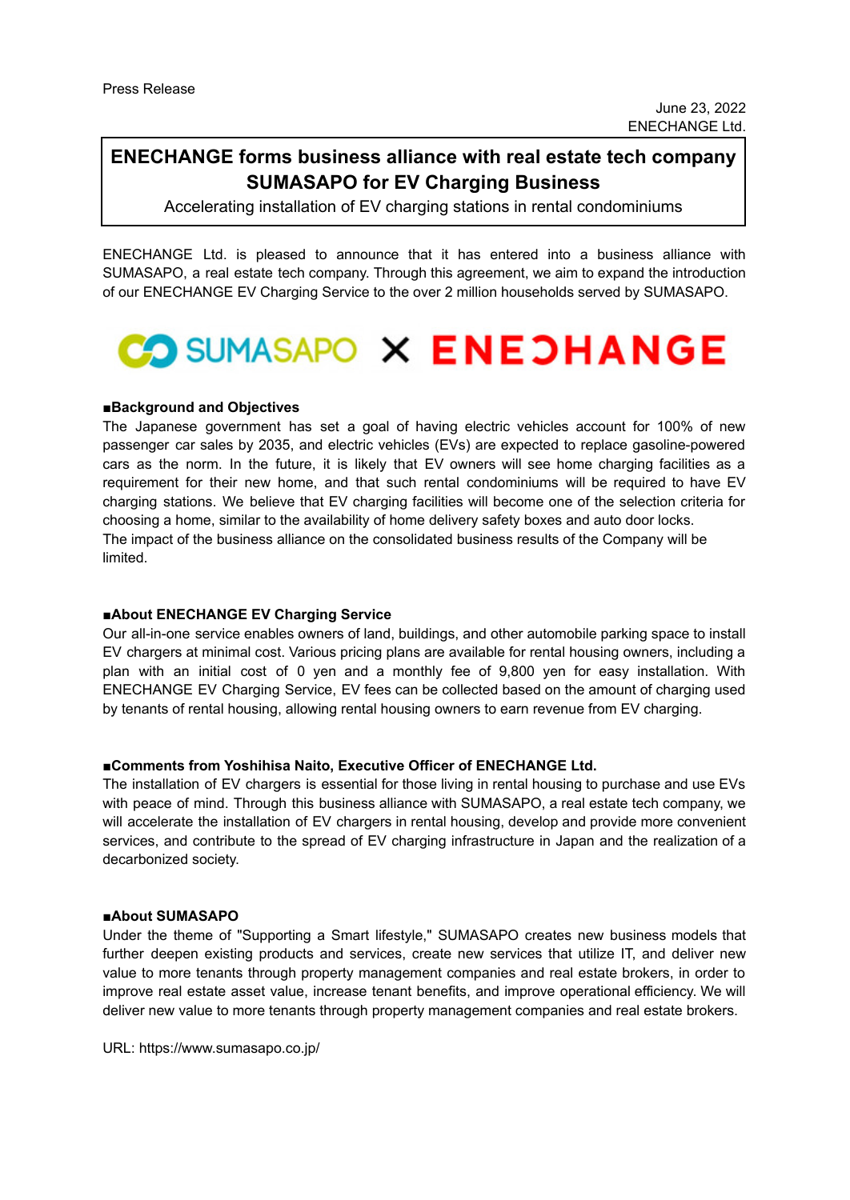Press Release

June 23, 2022
ENECHANGE Ltd.

# ENECHANGE forms business alliance with real estate tech company SUMASAPO for EV Charging Business

Accelerating installation of EV charging stations in rental condominiums

ENECHANGE Ltd. is pleased to announce that it has entered into a business alliance with SUMASAPO, a real estate tech company. Through this agreement, we aim to expand the introduction of our ENECHANGE EV Charging Service to the over 2 million households served by SUMASAPO.

SUMASAPO × ENECHANGE

**■Background and Objectives**

The Japanese government has set a goal of having electric vehicles account for 100% of new passenger car sales by 2035, and electric vehicles (EVs) are expected to replace gasoline-powered cars as the norm. In the future, it is likely that EV owners will see home charging facilities as a requirement for their new home, and that such rental condominiums will be required to have EV charging stations. We believe that EV charging facilities will become one of the selection criteria for choosing a home, similar to the availability of home delivery safety boxes and auto door locks.
The impact of the business alliance on the consolidated business results of the Company will be limited.

**■About ENECHANGE EV Charging Service**

Our all-in-one service enables owners of land, buildings, and other automobile parking space to install EV chargers at minimal cost. Various pricing plans are available for rental housing owners, including a plan with an initial cost of 0 yen and a monthly fee of 9,800 yen for easy installation. With ENECHANGE EV Charging Service, EV fees can be collected based on the amount of charging used by tenants of rental housing, allowing rental housing owners to earn revenue from EV charging.

**■Comments from Yoshihisa Naito, Executive Officer of ENECHANGE Ltd.**

The installation of EV chargers is essential for those living in rental housing to purchase and use EVs with peace of mind. Through this business alliance with SUMASAPO, a real estate tech company, we will accelerate the installation of EV chargers in rental housing, develop and provide more convenient services, and contribute to the spread of EV charging infrastructure in Japan and the realization of a decarbonized society.

**■About SUMASAPO**

Under the theme of "Supporting a Smart lifestyle," SUMASAPO creates new business models that further deepen existing products and services, create new services that utilize IT, and deliver new value to more tenants through property management companies and real estate brokers, in order to improve real estate asset value, increase tenant benefits, and improve operational efficiency. We will deliver new value to more tenants through property management companies and real estate brokers.

URL: https://www.sumasapo.co.jp/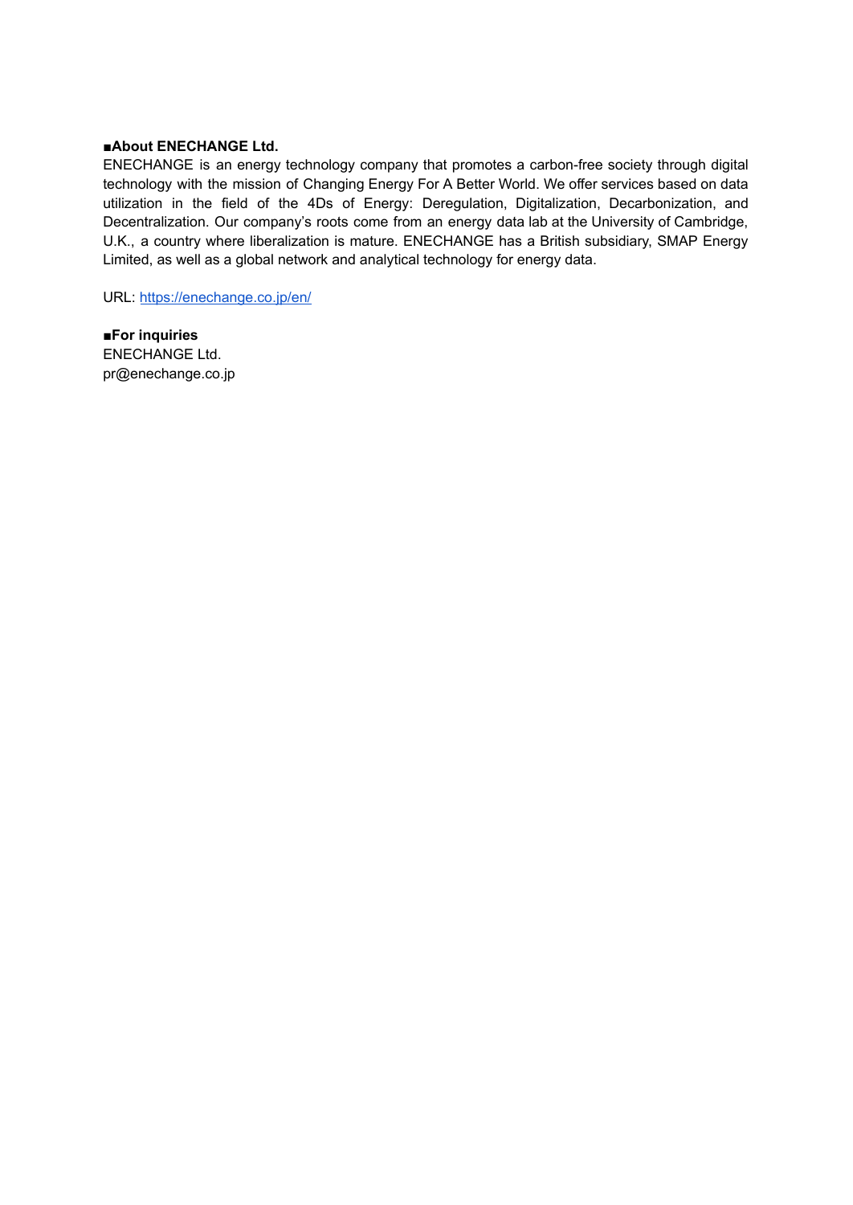**■About ENECHANGE Ltd.**

ENECHANGE is an energy technology company that promotes a carbon-free society through digital technology with the mission of Changing Energy For A Better World. We offer services based on data utilization in the field of the 4Ds of Energy: Deregulation, Digitalization, Decarbonization, and Decentralization. Our company's roots come from an energy data lab at the University of Cambridge, U.K., a country where liberalization is mature. ENECHANGE has a British subsidiary, SMAP Energy Limited, as well as a global network and analytical technology for energy data.

URL: https://enechange.co.jp/en/

**■For inquiries**

ENECHANGE Ltd.
pr@enechange.co.jp